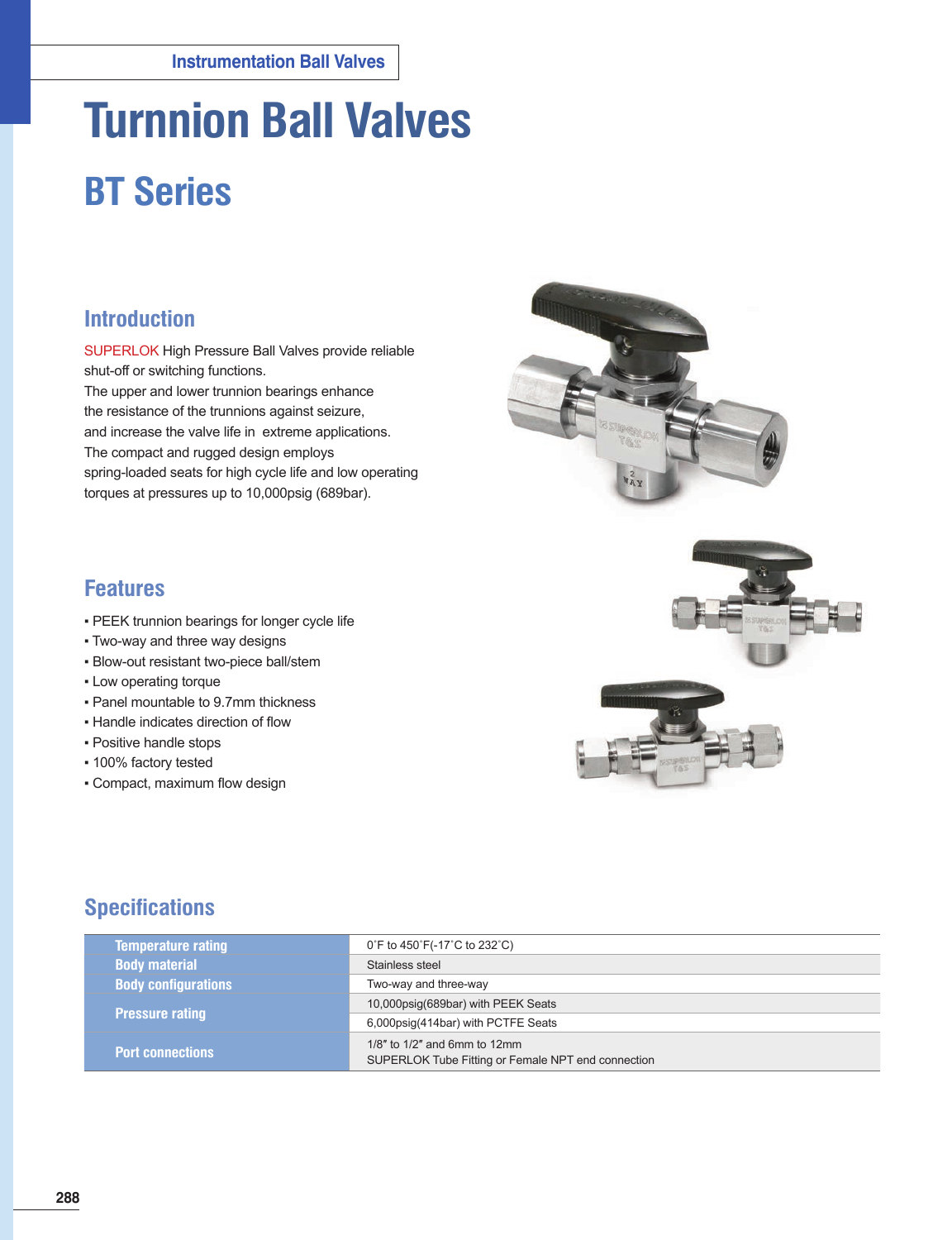Instrumentation Ball Valves

# Turnnion Ball Valves

## BT Series

### Introduction

SUPERLOK High Pressure Ball Valves provide reliable shut-off or switching functions.
The upper and lower trunnion bearings enhance the resistance of the trunnions against seizure, and increase the valve life in extreme applications.
The compact and rugged design employs spring-loaded seats for high cycle life and low operating torques at pressures up to 10,000psig (689bar).

### Features

- PEEK trunnion bearings for longer cycle life
- Two-way and three way designs
- Blow-out resistant two-piece ball/stem
- Low operating torque
- Panel mountable to 9.7mm thickness
- Handle indicates direction of flow
- Positive handle stops
- 100% factory tested
- Compact, maximum flow design

### Specifications

| | |
|---|---|
| **Temperature rating** | 0˚F to 450˚F(-17˚C to 232˚C) |
| **Body material** | Stainless steel |
| **Body configurations** | Two-way and three-way |
| **Pressure rating** | 10,000psig(689bar) with PEEK Seats |
| | 6,000psig(414bar) with PCTFE Seats |
| **Port connections** | 1/8″ to 1/2″ and 6mm to 12mm<br>SUPERLOK Tube Fitting or Female NPT end connection |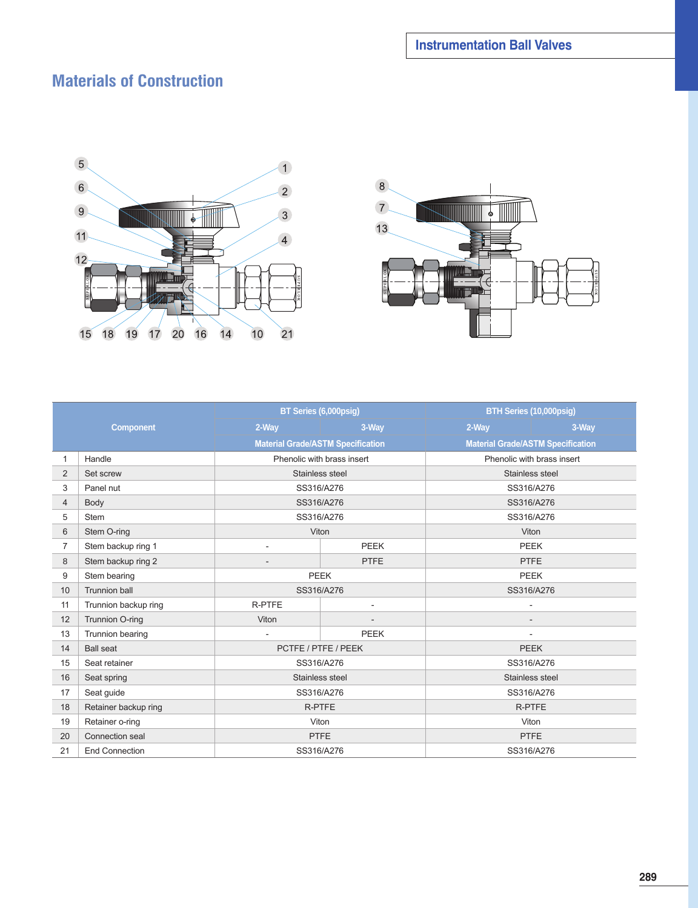## Materials of Construction

| No. | Component | BT Series (6,000psig) 2-Way | BT Series (6,000psig) 3-Way | BTH Series (10,000psig) 2-Way | BTH Series (10,000psig) 3-Way |
|---|---|---|---|---|---|
| | | Material Grade/ASTM Specification | | Material Grade/ASTM Specification | |
| 1 | Handle | Phenolic with brass insert | | Phenolic with brass insert | |
| 2 | Set screw | Stainless steel | | Stainless steel | |
| 3 | Panel nut | SS316/A276 | | SS316/A276 | |
| 4 | Body | SS316/A276 | | SS316/A276 | |
| 5 | Stem | SS316/A276 | | SS316/A276 | |
| 6 | Stem O-ring | Viton | | Viton | |
| 7 | Stem backup ring 1 | - | PEEK | PEEK | |
| 8 | Stem backup ring 2 | - | PTFE | PTFE | |
| 9 | Stem bearing | PEEK | | PEEK | |
| 10 | Trunnion ball | SS316/A276 | | SS316/A276 | |
| 11 | Trunnion backup ring | R-PTFE | - | - | |
| 12 | Trunnion O-ring | Viton | - | - | |
| 13 | Trunnion bearing | - | PEEK | - | |
| 14 | Ball seat | PCTFE / PTFE / PEEK | | PEEK | |
| 15 | Seat retainer | SS316/A276 | | SS316/A276 | |
| 16 | Seat spring | Stainless steel | | Stainless steel | |
| 17 | Seat guide | SS316/A276 | | SS316/A276 | |
| 18 | Retainer backup ring | R-PTFE | | R-PTFE | |
| 19 | Retainer o-ring | Viton | | Viton | |
| 20 | Connection seal | PTFE | | PTFE | |
| 21 | End Connection | SS316/A276 | | SS316/A276 | |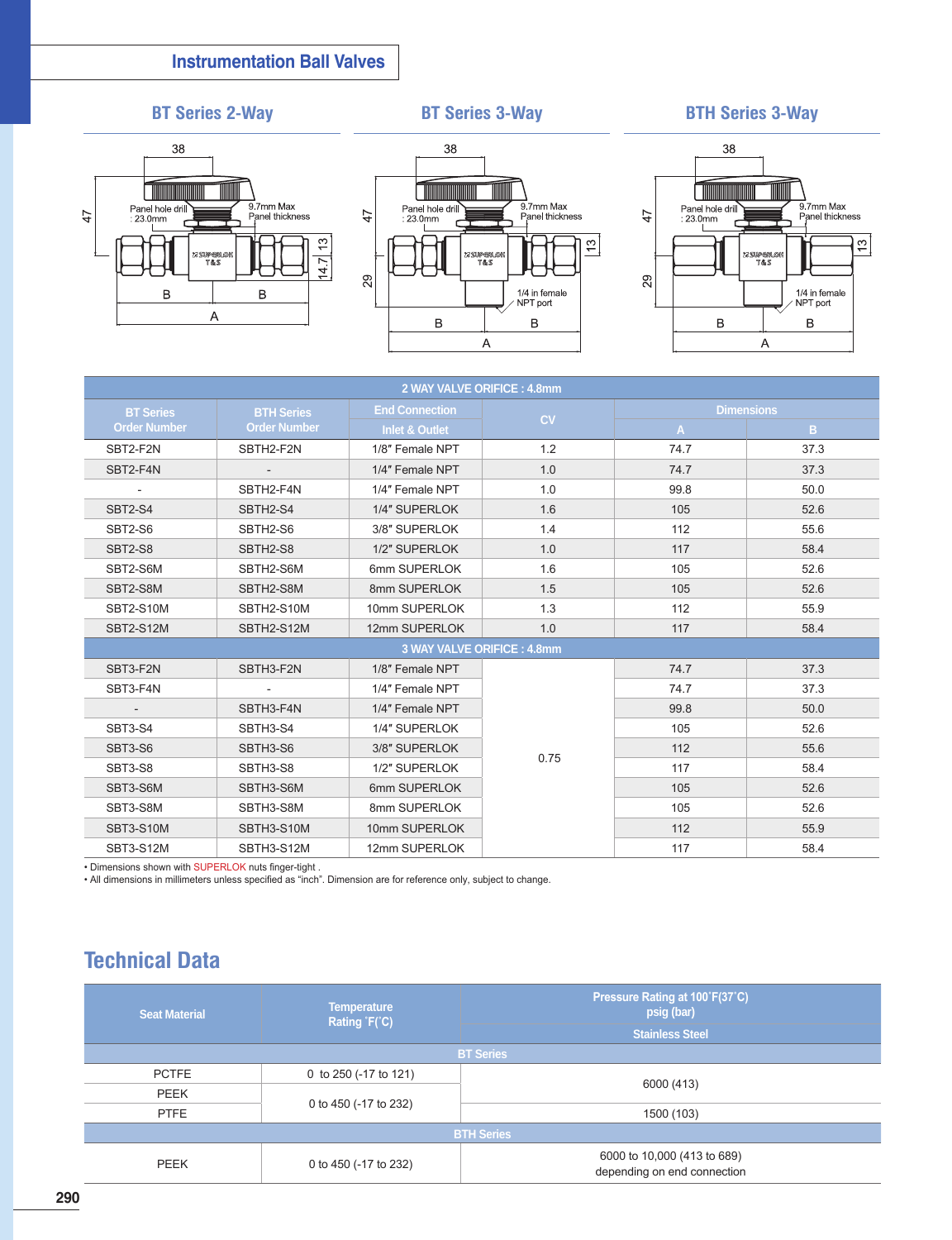## Instrumentation Ball Valves

### BT Series 2-Way

### BT Series 3-Way

### BTH Series 3-Way

| BT Series Order Number | BTH Series Order Number | End Connection Inlet & Outlet | CV | Dimensions A | Dimensions B |
|---|---|---|---|---|---|
| **2 WAY VALVE ORIFICE : 4.8mm** | | | | | |
| SBT2-F2N | SBTH2-F2N | 1/8″ Female NPT | 1.2 | 74.7 | 37.3 |
| SBT2-F4N | - | 1/4″ Female NPT | 1.0 | 74.7 | 37.3 |
| - | SBTH2-F4N | 1/4″ Female NPT | 1.0 | 99.8 | 50.0 |
| SBT2-S4 | SBTH2-S4 | 1/4″ SUPERLOK | 1.6 | 105 | 52.6 |
| SBT2-S6 | SBTH2-S6 | 3/8″ SUPERLOK | 1.4 | 112 | 55.6 |
| SBT2-S8 | SBTH2-S8 | 1/2″ SUPERLOK | 1.0 | 117 | 58.4 |
| SBT2-S6M | SBTH2-S6M | 6mm SUPERLOK | 1.6 | 105 | 52.6 |
| SBT2-S8M | SBTH2-S8M | 8mm SUPERLOK | 1.5 | 105 | 52.6 |
| SBT2-S10M | SBTH2-S10M | 10mm SUPERLOK | 1.3 | 112 | 55.9 |
| SBT2-S12M | SBTH2-S12M | 12mm SUPERLOK | 1.0 | 117 | 58.4 |
| **3 WAY VALVE ORIFICE : 4.8mm** | | | | | |
| SBT3-F2N | SBTH3-F2N | 1/8″ Female NPT | 0.75 | 74.7 | 37.3 |
| SBT3-F4N | - | 1/4″ Female NPT | 0.75 | 74.7 | 37.3 |
| - | SBTH3-F4N | 1/4″ Female NPT | 0.75 | 99.8 | 50.0 |
| SBT3-S4 | SBTH3-S4 | 1/4″ SUPERLOK | 0.75 | 105 | 52.6 |
| SBT3-S6 | SBTH3-S6 | 3/8″ SUPERLOK | 0.75 | 112 | 55.6 |
| SBT3-S8 | SBTH3-S8 | 1/2″ SUPERLOK | 0.75 | 117 | 58.4 |
| SBT3-S6M | SBTH3-S6M | 6mm SUPERLOK | 0.75 | 105 | 52.6 |
| SBT3-S8M | SBTH3-S8M | 8mm SUPERLOK | 0.75 | 105 | 52.6 |
| SBT3-S10M | SBTH3-S10M | 10mm SUPERLOK | 0.75 | 112 | 55.9 |
| SBT3-S12M | SBTH3-S12M | 12mm SUPERLOK | 0.75 | 117 | 58.4 |

• Dimensions shown with SUPERLOK nuts finger-tight .
• All dimensions in millimeters unless specified as "inch". Dimension are for reference only, subject to change.

## Technical Data

| Seat Material | Temperature Rating °F(°C) | Pressure Rating at 100°F(37°C) psig (bar) Stainless Steel |
|---|---|---|
| **BT Series** | | |
| PCTFE | 0 to 250 (-17 to 121) | 6000 (413) |
| PEEK | 0 to 450 (-17 to 232) | 6000 (413) |
| PTFE | 0 to 450 (-17 to 232) | 1500 (103) |
| **BTH Series** | | |
| PEEK | 0 to 450 (-17 to 232) | 6000 to 10,000 (413 to 689) depending on end connection |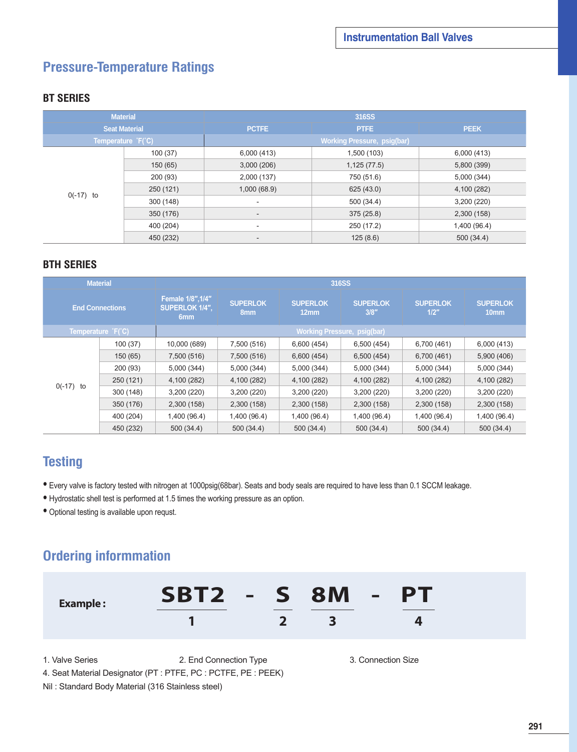## Pressure-Temperature Ratings

### BT SERIES

| Material | | 316SS | | |
|---|---|---|---|---|
| Seat Material | | PCTFE | PTFE | PEEK |
| Temperature ˚F(˚C) | | Working Pressure, psig(bar) | | |
| 0(-17) to | 100 (37) | 6,000 (413) | 1,500 (103) | 6,000 (413) |
| | 150 (65) | 3,000 (206) | 1,125 (77.5) | 5,800 (399) |
| | 200 (93) | 2,000 (137) | 750 (51.6) | 5,000 (344) |
| | 250 (121) | 1,000 (68.9) | 625 (43.0) | 4,100 (282) |
| | 300 (148) | - | 500 (34.4) | 3,200 (220) |
| | 350 (176) | - | 375 (25.8) | 2,300 (158) |
| | 400 (204) | - | 250 (17.2) | 1,400 (96.4) |
| | 450 (232) | - | 125 (8.6) | 500 (34.4) |

### BTH SERIES

| Material | | 316SS | | | | | |
|---|---|---|---|---|---|---|---|
| End Connections | | Female 1/8″,1/4″ SUPERLOK 1/4″, 6mm | SUPERLOK 8mm | SUPERLOK 12mm | SUPERLOK 3/8″ | SUPERLOK 1/2″ | SUPERLOK 10mm |
| Temperature ˚F(˚C) | | Working Pressure, psig(bar) | | | | | |
| 0(-17) to | 100 (37) | 10,000 (689) | 7,500 (516) | 6,600 (454) | 6,500 (454) | 6,700 (461) | 6,000 (413) |
| | 150 (65) | 7,500 (516) | 7,500 (516) | 6,600 (454) | 6,500 (454) | 6,700 (461) | 5,900 (406) |
| | 200 (93) | 5,000 (344) | 5,000 (344) | 5,000 (344) | 5,000 (344) | 5,000 (344) | 5,000 (344) |
| | 250 (121) | 4,100 (282) | 4,100 (282) | 4,100 (282) | 4,100 (282) | 4,100 (282) | 4,100 (282) |
| | 300 (148) | 3,200 (220) | 3,200 (220) | 3,200 (220) | 3,200 (220) | 3,200 (220) | 3,200 (220) |
| | 350 (176) | 2,300 (158) | 2,300 (158) | 2,300 (158) | 2,300 (158) | 2,300 (158) | 2,300 (158) |
| | 400 (204) | 1,400 (96.4) | 1,400 (96.4) | 1,400 (96.4) | 1,400 (96.4) | 1,400 (96.4) | 1,400 (96.4) |
| | 450 (232) | 500 (34.4) | 500 (34.4) | 500 (34.4) | 500 (34.4) | 500 (34.4) | 500 (34.4) |

## Testing

- Every valve is factory tested with nitrogen at 1000psig(68bar). Seats and body seals are required to have less than 0.1 SCCM leakage.
- Hydrostatic shell test is performed at 1.5 times the working pressure as an option.
- Optional testing is available upon requst.

## Ordering informmation

**Example :** SBT2 (1) - S (2) 8M (3) - PT (4)

1. Valve Series
2. End Connection Type
3. Connection Size
4. Seat Material Designator (PT : PTFE, PC : PCTFE, PE : PEEK)

Nil : Standard Body Material (316 Stainless steel)